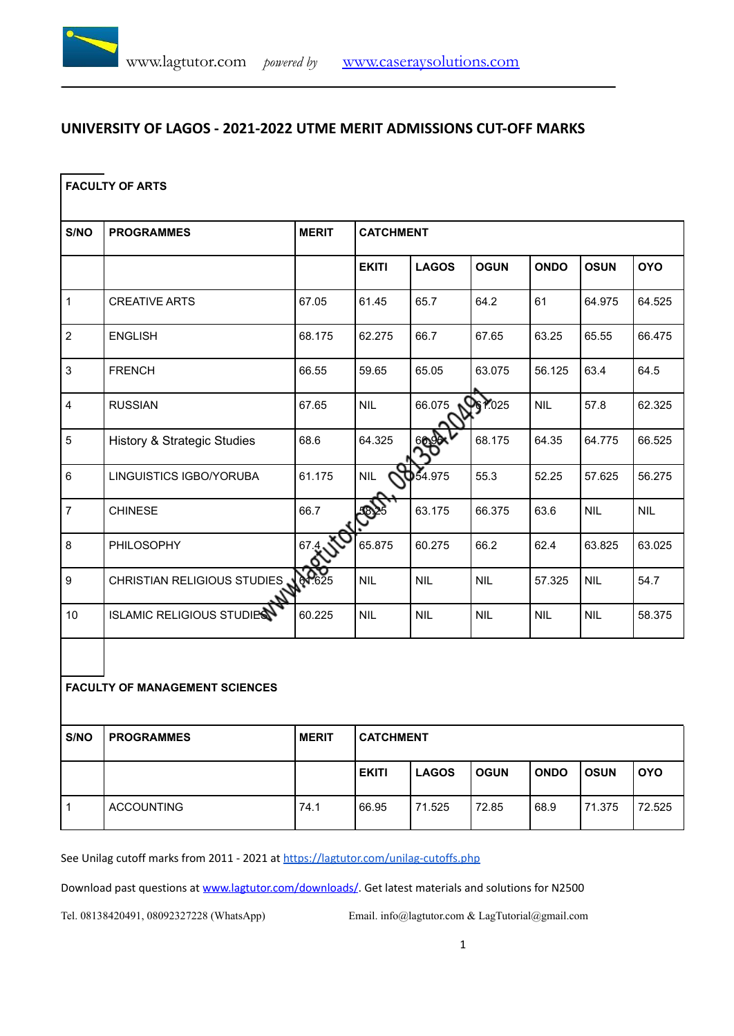# UNIVERSITY OF LAGOS - 2021-2022 UTME MERIT ADMISSIONS CUT-OFF MARKS

## FACULTY OF ARTS

| S/NO | PROGRAMMES | MERIT | CATCHMENT | | | | | |
|---|---|---|---|---|---|---|---|---|
| | | | EKITI | LAGOS | OGUN | ONDO | OSUN | OYO |
| 1 | CREATIVE ARTS | 67.05 | 61.45 | 65.7 | 64.2 | 61 | 64.975 | 64.525 |
| 2 | ENGLISH | 68.175 | 62.275 | 66.7 | 67.65 | 63.25 | 65.55 | 66.475 |
| 3 | FRENCH | 66.55 | 59.65 | 65.05 | 63.075 | 56.125 | 63.4 | 64.5 |
| 4 | RUSSIAN | 67.65 | NIL | 66.075 | 61.025 | NIL | 57.8 | 62.325 |
| 5 | History & Strategic Studies | 68.6 | 64.325 | 66.95 | 68.175 | 64.35 | 64.775 | 66.525 |
| 6 | LINGUISTICS IGBO/YORUBA | 61.175 | NIL | 54.975 | 55.3 | 52.25 | 57.625 | 56.275 |
| 7 | CHINESE | 66.7 | 58.25 | 63.175 | 66.375 | 63.6 | NIL | NIL |
| 8 | PHILOSOPHY | 67.4 | 65.875 | 60.275 | 66.2 | 62.4 | 63.825 | 63.025 |
| 9 | CHRISTIAN RELIGIOUS STUDIES | 61.625 | NIL | NIL | NIL | 57.325 | NIL | 54.7 |
| 10 | ISLAMIC RELIGIOUS STUDIES | 60.225 | NIL | NIL | NIL | NIL | NIL | 58.375 |

## FACULTY OF MANAGEMENT SCIENCES

| S/NO | PROGRAMMES | MERIT | CATCHMENT | | | | | |
|---|---|---|---|---|---|---|---|---|
| | | | EKITI | LAGOS | OGUN | ONDO | OSUN | OYO |
| 1 | ACCOUNTING | 74.1 | 66.95 | 71.525 | 72.85 | 68.9 | 71.375 | 72.525 |

See Unilag cutoff marks from 2011 - 2021 at https://lagtutor.com/unilag-cutoffs.php

Download past questions at www.lagtutor.com/downloads/. Get latest materials and solutions for N2500

Tel. 08138420491, 08092327228 (WhatsApp) Email. info@lagtutor.com & LagTutorial@gmail.com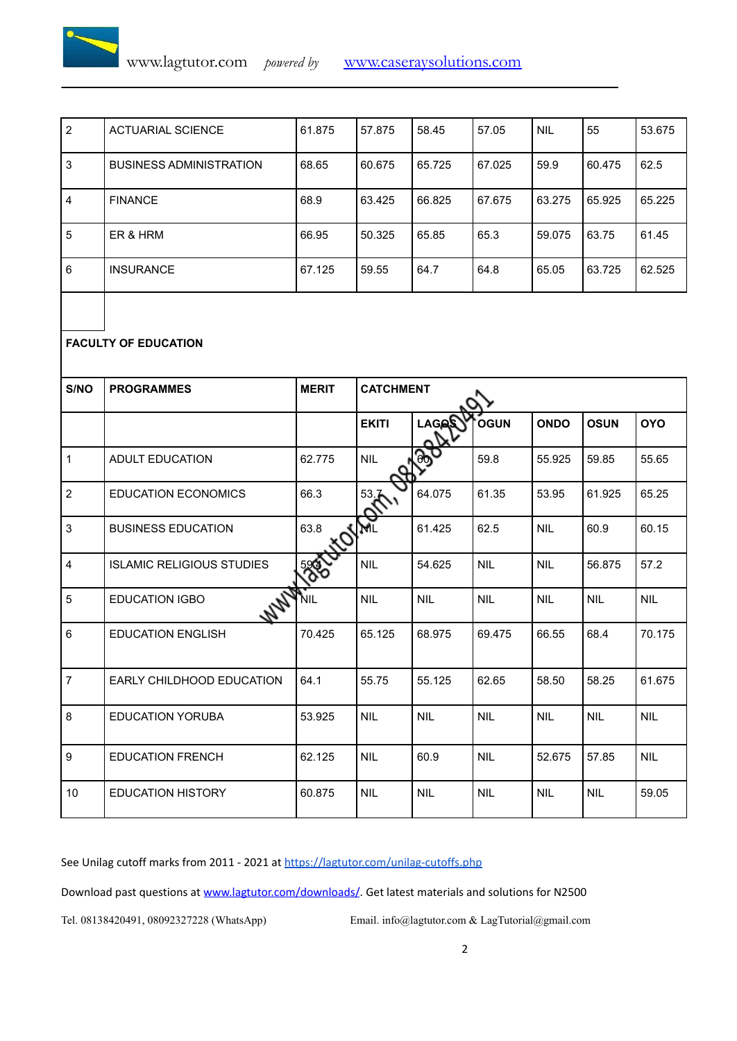| | | | | | | | | |
|---|---|---|---|---|---|---|---|---|
| 2 | ACTUARIAL SCIENCE | 61.875 | 57.875 | 58.45 | 57.05 | NIL | 55 | 53.675 |
| 3 | BUSINESS ADMINISTRATION | 68.65 | 60.675 | 65.725 | 67.025 | 59.9 | 60.475 | 62.5 |
| 4 | FINANCE | 68.9 | 63.425 | 66.825 | 67.675 | 63.275 | 65.925 | 65.225 |
| 5 | ER & HRM | 66.95 | 50.325 | 65.85 | 65.3 | 59.075 | 63.75 | 61.45 |
| 6 | INSURANCE | 67.125 | 59.55 | 64.7 | 64.8 | 65.05 | 63.725 | 62.525 |

**FACULTY OF EDUCATION**

| S/NO | PROGRAMMES | MERIT | CATCHMENT | | | | | |
|---|---|---|---|---|---|---|---|---|
| | | | EKITI | LAGOS | OGUN | ONDO | OSUN | OYO |
| 1 | ADULT EDUCATION | 62.775 | NIL | 60 | 59.8 | 55.925 | 59.85 | 55.65 |
| 2 | EDUCATION ECONOMICS | 66.3 | 53.7 | 64.075 | 61.35 | 53.95 | 61.925 | 65.25 |
| 3 | BUSINESS EDUCATION | 63.8 | NIL | 61.425 | 62.5 | NIL | 60.9 | 60.15 |
| 4 | ISLAMIC RELIGIOUS STUDIES | 59.4 | NIL | 54.625 | NIL | NIL | 56.875 | 57.2 |
| 5 | EDUCATION IGBO | NIL | NIL | NIL | NIL | NIL | NIL | NIL |
| 6 | EDUCATION ENGLISH | 70.425 | 65.125 | 68.975 | 69.475 | 66.55 | 68.4 | 70.175 |
| 7 | EARLY CHILDHOOD EDUCATION | 64.1 | 55.75 | 55.125 | 62.65 | 58.50 | 58.25 | 61.675 |
| 8 | EDUCATION YORUBA | 53.925 | NIL | NIL | NIL | NIL | NIL | NIL |
| 9 | EDUCATION FRENCH | 62.125 | NIL | 60.9 | NIL | 52.675 | 57.85 | NIL |
| 10 | EDUCATION HISTORY | 60.875 | NIL | NIL | NIL | NIL | NIL | 59.05 |

See Unilag cutoff marks from 2011 - 2021 at https://lagtutor.com/unilag-cutoffs.php

Download past questions at www.lagtutor.com/downloads/. Get latest materials and solutions for N2500

Tel. 08138420491, 08092327228 (WhatsApp) Email. info@lagtutor.com & LagTutorial@gmail.com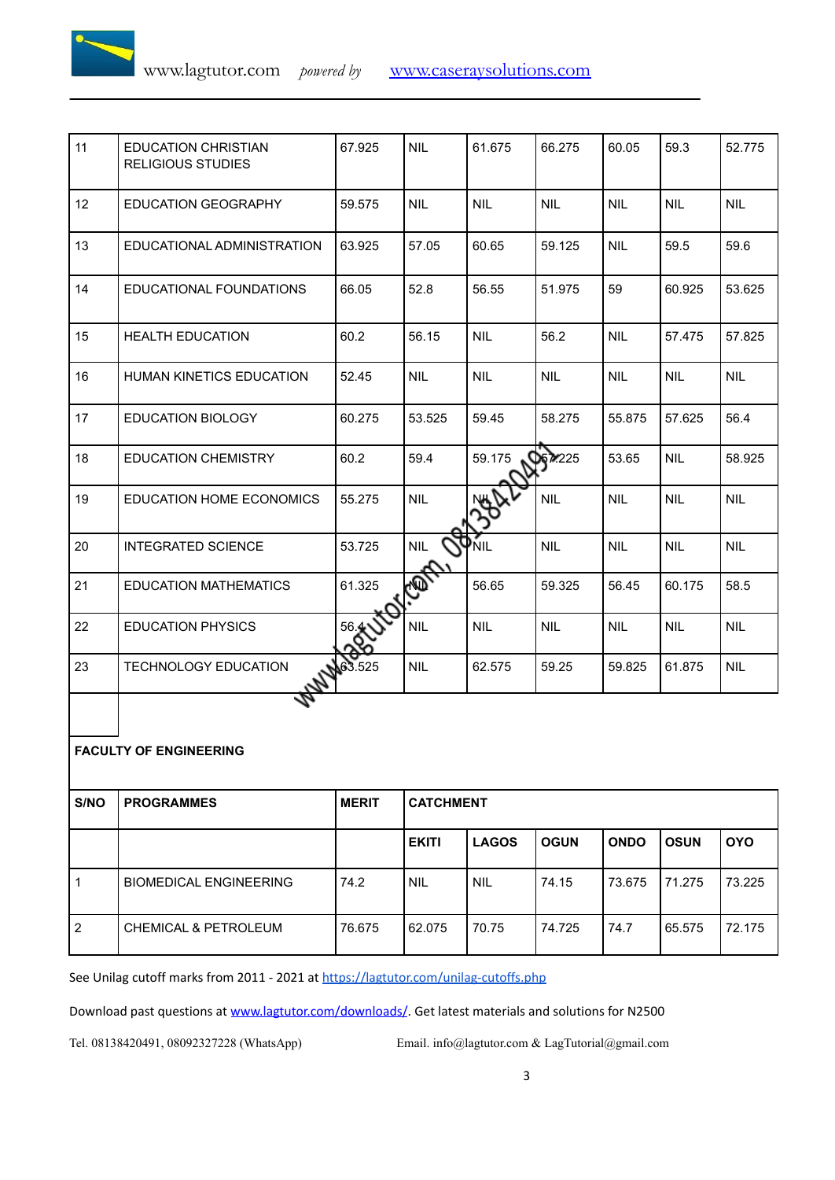| | | | | | | | | |
|---|---|---|---|---|---|---|---|---|
| 11 | EDUCATION CHRISTIAN RELIGIOUS STUDIES | 67.925 | NIL | 61.675 | 66.275 | 60.05 | 59.3 | 52.775 |
| 12 | EDUCATION GEOGRAPHY | 59.575 | NIL | NIL | NIL | NIL | NIL | NIL |
| 13 | EDUCATIONAL ADMINISTRATION | 63.925 | 57.05 | 60.65 | 59.125 | NIL | 59.5 | 59.6 |
| 14 | EDUCATIONAL FOUNDATIONS | 66.05 | 52.8 | 56.55 | 51.975 | 59 | 60.925 | 53.625 |
| 15 | HEALTH EDUCATION | 60.2 | 56.15 | NIL | 56.2 | NIL | 57.475 | 57.825 |
| 16 | HUMAN KINETICS EDUCATION | 52.45 | NIL | NIL | NIL | NIL | NIL | NIL |
| 17 | EDUCATION BIOLOGY | 60.275 | 53.525 | 59.45 | 58.275 | 55.875 | 57.625 | 56.4 |
| 18 | EDUCATION CHEMISTRY | 60.2 | 59.4 | 59.175 | 57.225 | 53.65 | NIL | 58.925 |
| 19 | EDUCATION HOME ECONOMICS | 55.275 | NIL | NIL | NIL | NIL | NIL | NIL |
| 20 | INTEGRATED SCIENCE | 53.725 | NIL | NIL | NIL | NIL | NIL | NIL |
| 21 | EDUCATION MATHEMATICS | 61.325 | NIL | 56.65 | 59.325 | 56.45 | 60.175 | 58.5 |
| 22 | EDUCATION PHYSICS | 56.4 | NIL | NIL | NIL | NIL | NIL | NIL |
| 23 | TECHNOLOGY EDUCATION | 63.525 | NIL | 62.575 | 59.25 | 59.825 | 61.875 | NIL |

**FACULTY OF ENGINEERING**

| S/NO | PROGRAMMES | MERIT | CATCHMENT | | | | | |
|---|---|---|---|---|---|---|---|---|
| | | | EKITI | LAGOS | OGUN | ONDO | OSUN | OYO |
| 1 | BIOMEDICAL ENGINEERING | 74.2 | NIL | NIL | 74.15 | 73.675 | 71.275 | 73.225 |
| 2 | CHEMICAL & PETROLEUM | 76.675 | 62.075 | 70.75 | 74.725 | 74.7 | 65.575 | 72.175 |

See Unilag cutoff marks from 2011 - 2021 at https://lagtutor.com/unilag-cutoffs.php

Download past questions at www.lagtutor.com/downloads/. Get latest materials and solutions for N2500

Tel. 08138420491, 08092327228 (WhatsApp) Email. info@lagtutor.com & LagTutorial@gmail.com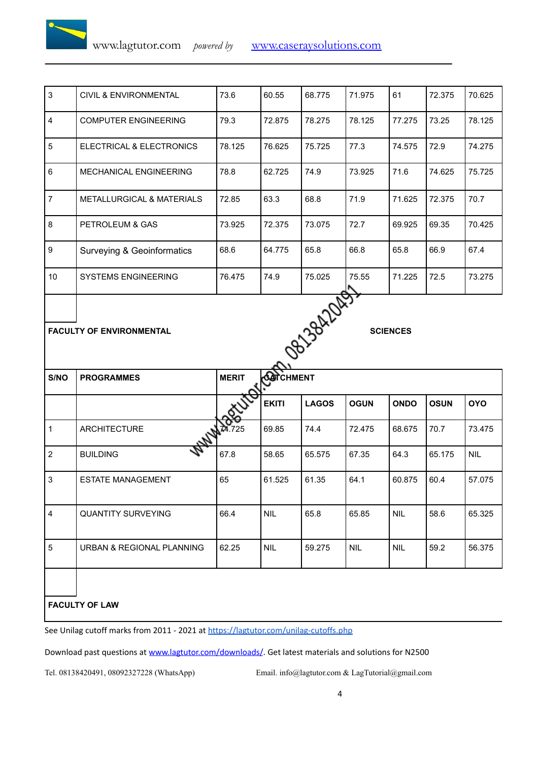| | | | | | | | | |
|---|---|---|---|---|---|---|---|---|
| 3 | CIVIL & ENVIRONMENTAL | 73.6 | 60.55 | 68.775 | 71.975 | 61 | 72.375 | 70.625 |
| 4 | COMPUTER ENGINEERING | 79.3 | 72.875 | 78.275 | 78.125 | 77.275 | 73.25 | 78.125 |
| 5 | ELECTRICAL & ELECTRONICS | 78.125 | 76.625 | 75.725 | 77.3 | 74.575 | 72.9 | 74.275 |
| 6 | MECHANICAL ENGINEERING | 78.8 | 62.725 | 74.9 | 73.925 | 71.6 | 74.625 | 75.725 |
| 7 | METALLURGICAL & MATERIALS | 72.85 | 63.3 | 68.8 | 71.9 | 71.625 | 72.375 | 70.7 |
| 8 | PETROLEUM & GAS | 73.925 | 72.375 | 73.075 | 72.7 | 69.925 | 69.35 | 70.425 |
| 9 | Surveying & Geoinformatics | 68.6 | 64.775 | 65.8 | 66.8 | 65.8 | 66.9 | 67.4 |
| 10 | SYSTEMS ENGINEERING | 76.475 | 74.9 | 75.025 | 75.55 | 71.225 | 72.5 | 73.275 |

**FACULTY OF ENVIRONMENTAL SCIENCES**

| S/NO | PROGRAMMES | MERIT | CATCHMENT | | | | | |
|---|---|---|---|---|---|---|---|---|
| | | | EKITI | LAGOS | OGUN | ONDO | OSUN | OYO |
| 1 | ARCHITECTURE | 74.725 | 69.85 | 74.4 | 72.475 | 68.675 | 70.7 | 73.475 |
| 2 | BUILDING | 67.8 | 58.65 | 65.575 | 67.35 | 64.3 | 65.175 | NIL |
| 3 | ESTATE MANAGEMENT | 65 | 61.525 | 61.35 | 64.1 | 60.875 | 60.4 | 57.075 |
| 4 | QUANTITY SURVEYING | 66.4 | NIL | 65.8 | 65.85 | NIL | 58.6 | 65.325 |
| 5 | URBAN & REGIONAL PLANNING | 62.25 | NIL | 59.275 | NIL | NIL | 59.2 | 56.375 |

**FACULTY OF LAW**

See Unilag cutoff marks from 2011 - 2021 at https://lagtutor.com/unilag-cutoffs.php

Download past questions at www.lagtutor.com/downloads/. Get latest materials and solutions for N2500

Tel. 08138420491, 08092327228 (WhatsApp) Email. info@lagtutor.com & LagTutorial@gmail.com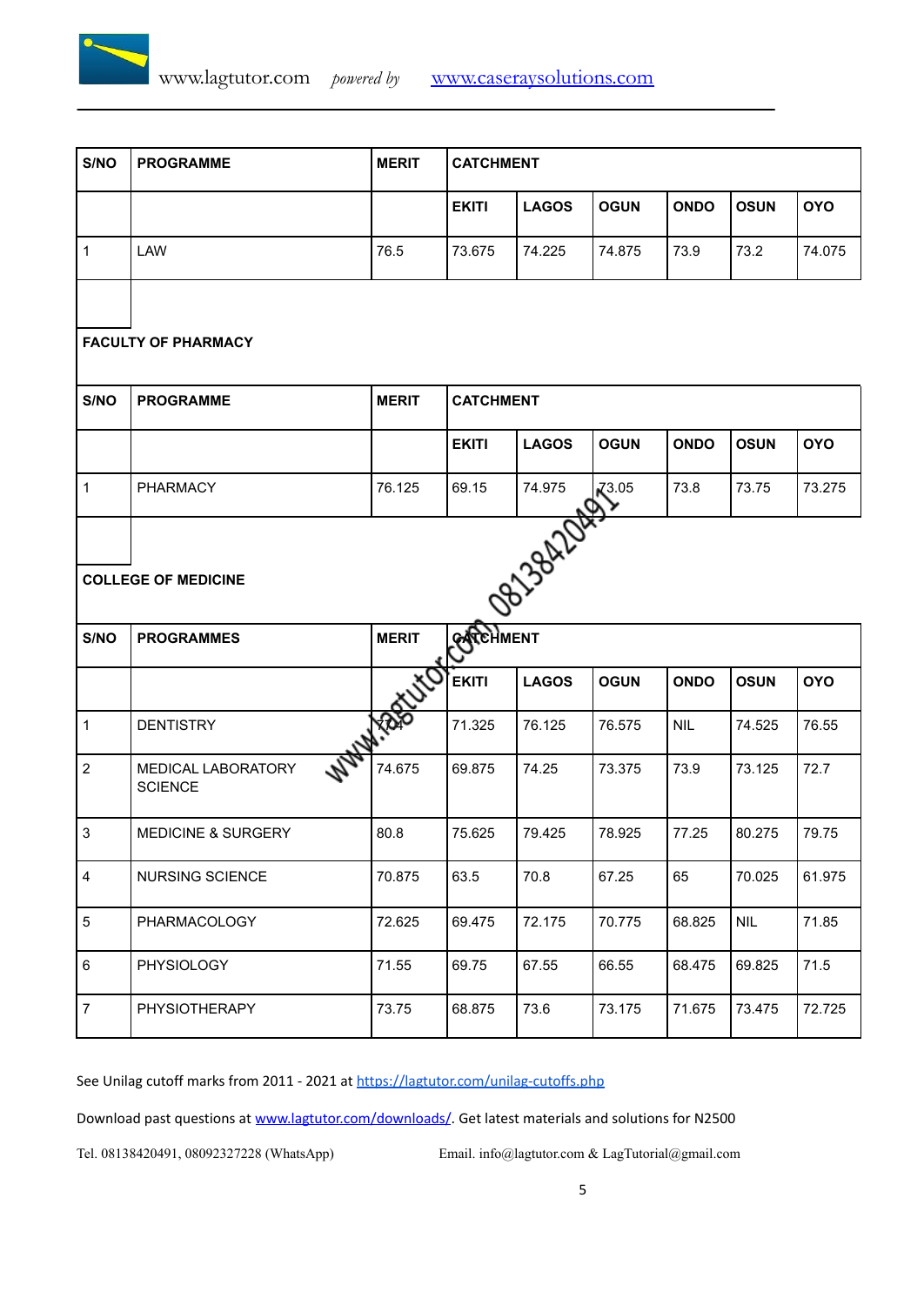| S/NO | PROGRAMME | MERIT | CATCHMENT | | | | | |
|---|---|---|---|---|---|---|---|---|
| | | | EKITI | LAGOS | OGUN | ONDO | OSUN | OYO |
| 1 | LAW | 76.5 | 73.675 | 74.225 | 74.875 | 73.9 | 73.2 | 74.075 |

**FACULTY OF PHARMACY**

| S/NO | PROGRAMME | MERIT | CATCHMENT | | | | | |
|---|---|---|---|---|---|---|---|---|
| | | | EKITI | LAGOS | OGUN | ONDO | OSUN | OYO |
| 1 | PHARMACY | 76.125 | 69.15 | 74.975 | 73.05 | 73.8 | 73.75 | 73.275 |

**COLLEGE OF MEDICINE**

| S/NO | PROGRAMMES | MERIT | CATCHMENT | | | | | |
|---|---|---|---|---|---|---|---|---|
| | | | EKITI | LAGOS | OGUN | ONDO | OSUN | OYO |
| 1 | DENTISTRY | 77.4 | 71.325 | 76.125 | 76.575 | NIL | 74.525 | 76.55 |
| 2 | MEDICAL LABORATORY SCIENCE | 74.675 | 69.875 | 74.25 | 73.375 | 73.9 | 73.125 | 72.7 |
| 3 | MEDICINE & SURGERY | 80.8 | 75.625 | 79.425 | 78.925 | 77.25 | 80.275 | 79.75 |
| 4 | NURSING SCIENCE | 70.875 | 63.5 | 70.8 | 67.25 | 65 | 70.025 | 61.975 |
| 5 | PHARMACOLOGY | 72.625 | 69.475 | 72.175 | 70.775 | 68.825 | NIL | 71.85 |
| 6 | PHYSIOLOGY | 71.55 | 69.75 | 67.55 | 66.55 | 68.475 | 69.825 | 71.5 |
| 7 | PHYSIOTHERAPY | 73.75 | 68.875 | 73.6 | 73.175 | 71.675 | 73.475 | 72.725 |

See Unilag cutoff marks from 2011 - 2021 at https://lagtutor.com/unilag-cutoffs.php

Download past questions at www.lagtutor.com/downloads/. Get latest materials and solutions for N2500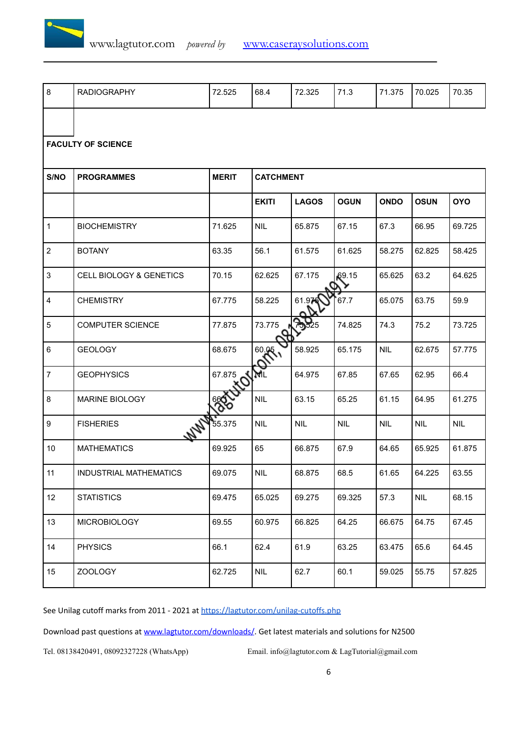| 8 | RADIOGRAPHY | 72.525 | 68.4 | 72.325 | 71.3 | 71.375 | 70.025 | 70.35 |
|---|---|---|---|---|---|---|---|---|

**FACULTY OF SCIENCE**

| S/NO | PROGRAMMES | MERIT | CATCHMENT | | | | | |
|---|---|---|---|---|---|---|---|---|
| | | | EKITI | LAGOS | OGUN | ONDO | OSUN | OYO |
| 1 | BIOCHEMISTRY | 71.625 | NIL | 65.875 | 67.15 | 67.3 | 66.95 | 69.725 |
| 2 | BOTANY | 63.35 | 56.1 | 61.575 | 61.625 | 58.275 | 62.825 | 58.425 |
| 3 | CELL BIOLOGY & GENETICS | 70.15 | 62.625 | 67.175 | 69.15 | 65.625 | 63.2 | 64.625 |
| 4 | CHEMISTRY | 67.775 | 58.225 | 61.975 | 67.7 | 65.075 | 63.75 | 59.9 |
| 5 | COMPUTER SCIENCE | 77.875 | 73.775 | 75.525 | 74.825 | 74.3 | 75.2 | 73.725 |
| 6 | GEOLOGY | 68.675 | 60.05 | 58.925 | 65.175 | NIL | 62.675 | 57.775 |
| 7 | GEOPHYSICS | 67.875 | NIL | 64.975 | 67.85 | 67.65 | 62.95 | 66.4 |
| 8 | MARINE BIOLOGY | 66.3 | NIL | 63.15 | 65.25 | 61.15 | 64.95 | 61.275 |
| 9 | FISHERIES | 55.375 | NIL | NIL | NIL | NIL | NIL | NIL |
| 10 | MATHEMATICS | 69.925 | 65 | 66.875 | 67.9 | 64.65 | 65.925 | 61.875 |
| 11 | INDUSTRIAL MATHEMATICS | 69.075 | NIL | 68.875 | 68.5 | 61.65 | 64.225 | 63.55 |
| 12 | STATISTICS | 69.475 | 65.025 | 69.275 | 69.325 | 57.3 | NIL | 68.15 |
| 13 | MICROBIOLOGY | 69.55 | 60.975 | 66.825 | 64.25 | 66.675 | 64.75 | 67.45 |
| 14 | PHYSICS | 66.1 | 62.4 | 61.9 | 63.25 | 63.475 | 65.6 | 64.45 |
| 15 | ZOOLOGY | 62.725 | NIL | 62.7 | 60.1 | 59.025 | 55.75 | 57.825 |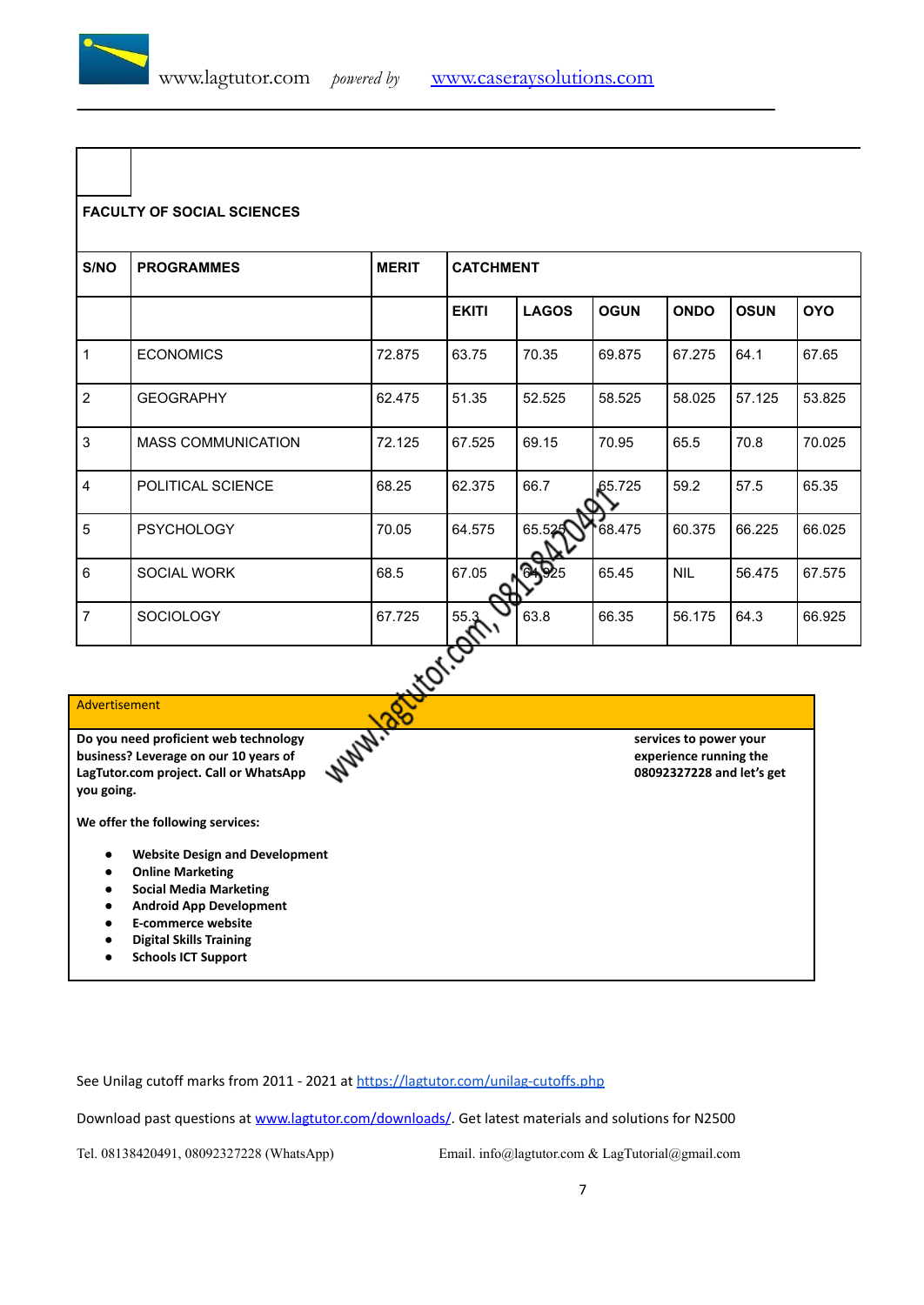## FACULTY OF SOCIAL SCIENCES

| S/NO | PROGRAMMES | MERIT | CATCHMENT | | | | | |
|---|---|---|---|---|---|---|---|---|
| | | | EKITI | LAGOS | OGUN | ONDO | OSUN | OYO |
| 1 | ECONOMICS | 72.875 | 63.75 | 70.35 | 69.875 | 67.275 | 64.1 | 67.65 |
| 2 | GEOGRAPHY | 62.475 | 51.35 | 52.525 | 58.525 | 58.025 | 57.125 | 53.825 |
| 3 | MASS COMMUNICATION | 72.125 | 67.525 | 69.15 | 70.95 | 65.5 | 70.8 | 70.025 |
| 4 | POLITICAL SCIENCE | 68.25 | 62.375 | 66.7 | 65.725 | 59.2 | 57.5 | 65.35 |
| 5 | PSYCHOLOGY | 70.05 | 64.575 | 65.525 | 68.475 | 60.375 | 66.225 | 66.025 |
| 6 | SOCIAL WORK | 68.5 | 67.05 | 64.925 | 65.45 | NIL | 56.475 | 67.575 |
| 7 | SOCIOLOGY | 67.725 | 55.3 | 63.8 | 66.35 | 56.175 | 64.3 | 66.925 |

www.lagtutor.com, 08138420491

Advertisement

**Do you need proficient web technology services to power your business? Leverage on our 10 years of experience running the LagTutor.com project. Call or WhatsApp 08092327228 and let's get you going.**

**We offer the following services:**

- **Website Design and Development**
- **Online Marketing**
- **Social Media Marketing**
- **Android App Development**
- **E-commerce website**
- **Digital Skills Training**
- **Schools ICT Support**

See Unilag cutoff marks from 2011 - 2021 at https://lagtutor.com/unilag-cutoffs.php

Download past questions at www.lagtutor.com/downloads/. Get latest materials and solutions for N2500

Tel. 08138420491, 08092327228 (WhatsApp) Email. info@lagtutor.com & LagTutorial@gmail.com